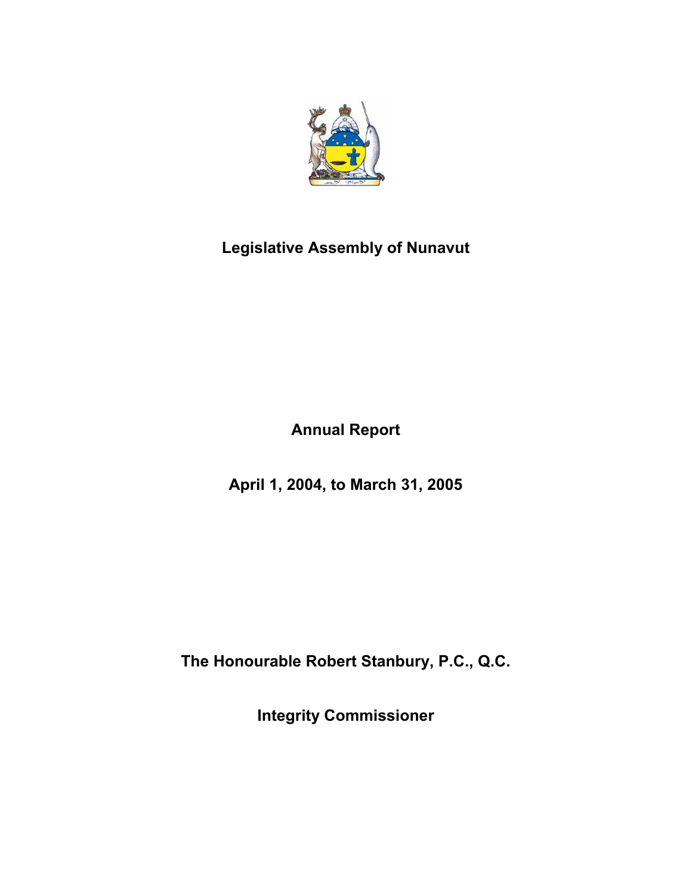# Legislative Assembly of Nunavut

## Annual Report

## April 1, 2004, to March 31, 2005

**The Honourable Robert Stanbury, P.C., Q.C.**

**Integrity Commissioner**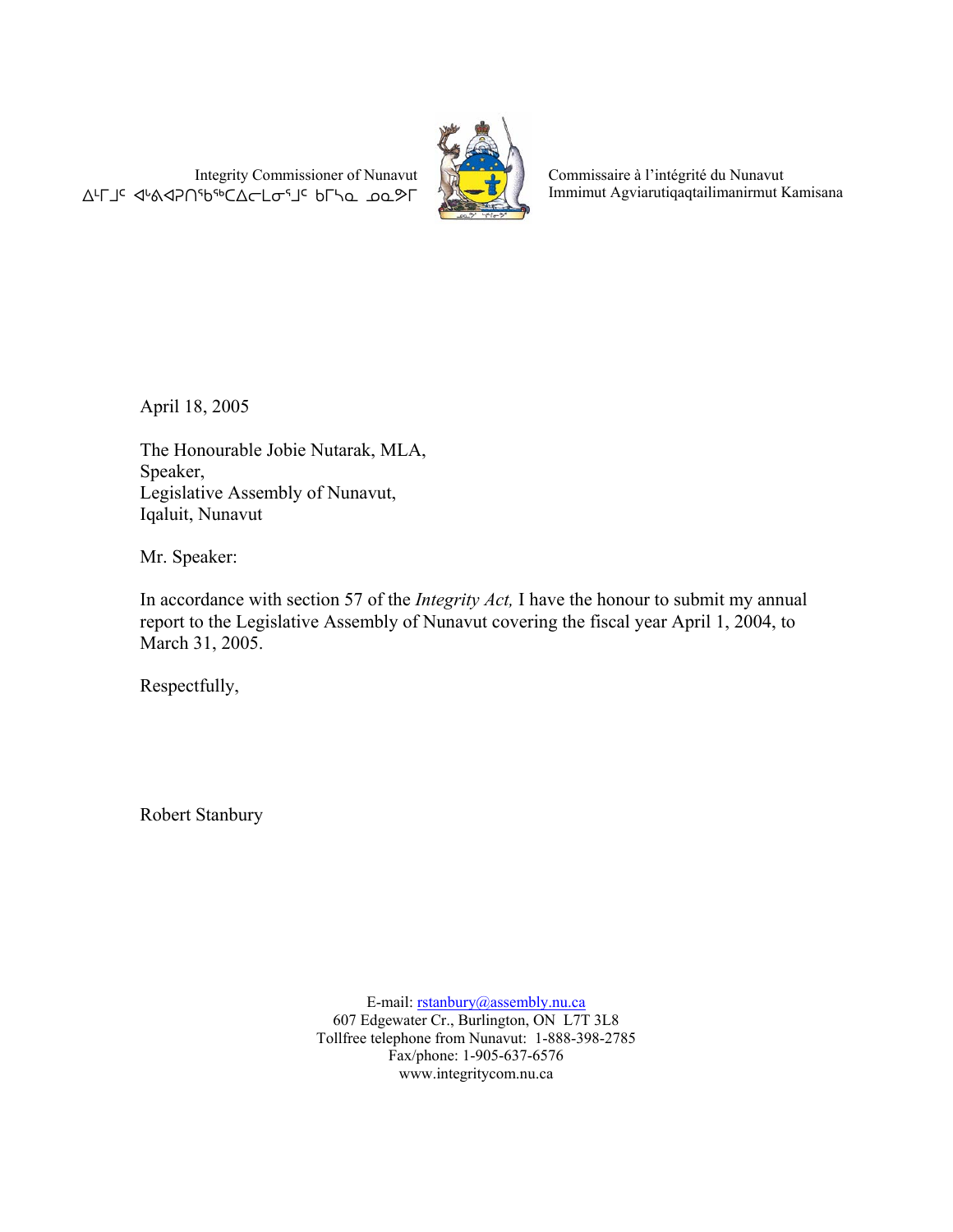Integrity Commissioner of Nunavut
ᐃᒻᒥᒧᑦ ᐊᒃᕕᐊᕈᑎᖃᖅᑕᐃᓕᒪᓂᕐᒧᑦ ᑲᒥᓴᓇ ᓄᓇᕗᒥ

Commissaire à l'intégrité du Nunavut
Immimut Agviarutiqaqtailimanirmut Kamisana

April 18, 2005

The Honourable Jobie Nutarak, MLA,
Speaker,
Legislative Assembly of Nunavut,
Iqaluit, Nunavut

Mr. Speaker:

In accordance with section 57 of the *Integrity Act,* I have the honour to submit my annual report to the Legislative Assembly of Nunavut covering the fiscal year April 1, 2004, to March 31, 2005.

Respectfully,

Robert Stanbury

E-mail: rstanbury@assembly.nu.ca
607 Edgewater Cr., Burlington, ON L7T 3L8
Tollfree telephone from Nunavut: 1-888-398-2785
Fax/phone: 1-905-637-6576
www.integritycom.nu.ca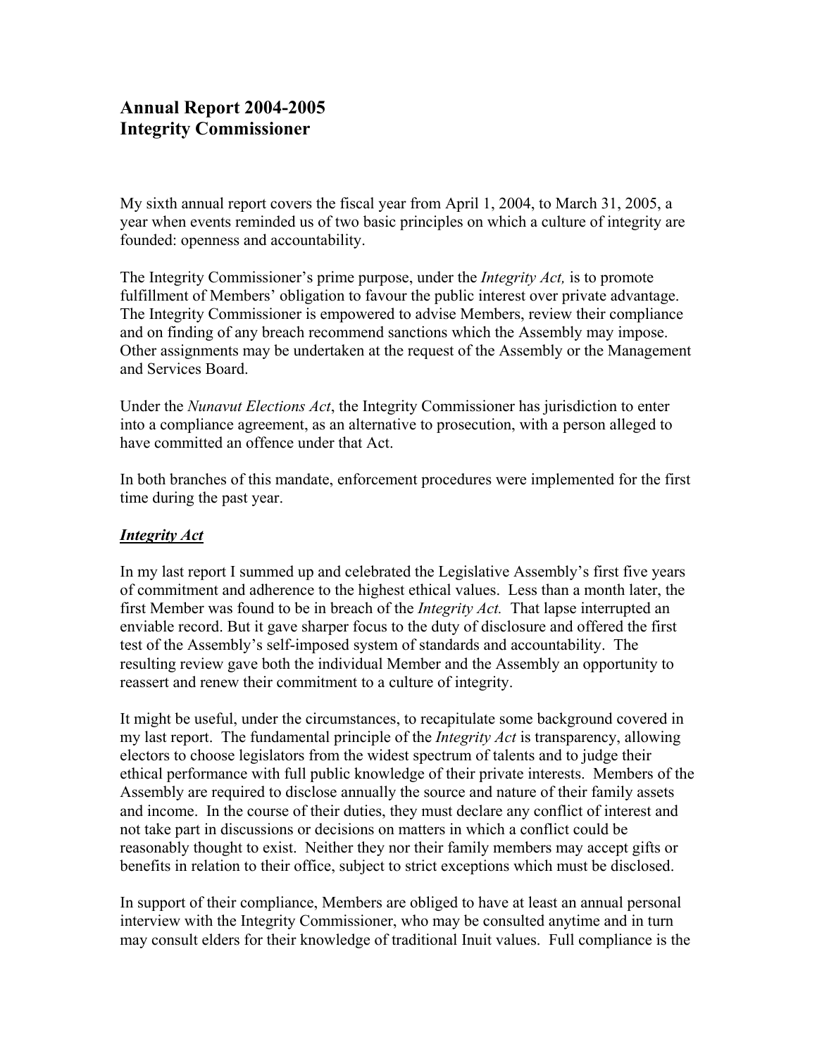## Annual Report 2004-2005
## Integrity Commissioner

My sixth annual report covers the fiscal year from April 1, 2004, to March 31, 2005, a year when events reminded us of two basic principles on which a culture of integrity are founded: openness and accountability.

The Integrity Commissioner's prime purpose, under the *Integrity Act,* is to promote fulfillment of Members' obligation to favour the public interest over private advantage. The Integrity Commissioner is empowered to advise Members, review their compliance and on finding of any breach recommend sanctions which the Assembly may impose. Other assignments may be undertaken at the request of the Assembly or the Management and Services Board.

Under the *Nunavut Elections Act*, the Integrity Commissioner has jurisdiction to enter into a compliance agreement, as an alternative to prosecution, with a person alleged to have committed an offence under that Act.

In both branches of this mandate, enforcement procedures were implemented for the first time during the past year.

***Integrity Act***

In my last report I summed up and celebrated the Legislative Assembly's first five years of commitment and adherence to the highest ethical values. Less than a month later, the first Member was found to be in breach of the *Integrity Act.* That lapse interrupted an enviable record. But it gave sharper focus to the duty of disclosure and offered the first test of the Assembly's self-imposed system of standards and accountability. The resulting review gave both the individual Member and the Assembly an opportunity to reassert and renew their commitment to a culture of integrity.

It might be useful, under the circumstances, to recapitulate some background covered in my last report. The fundamental principle of the *Integrity Act* is transparency, allowing electors to choose legislators from the widest spectrum of talents and to judge their ethical performance with full public knowledge of their private interests. Members of the Assembly are required to disclose annually the source and nature of their family assets and income. In the course of their duties, they must declare any conflict of interest and not take part in discussions or decisions on matters in which a conflict could be reasonably thought to exist. Neither they nor their family members may accept gifts or benefits in relation to their office, subject to strict exceptions which must be disclosed.

In support of their compliance, Members are obliged to have at least an annual personal interview with the Integrity Commissioner, who may be consulted anytime and in turn may consult elders for their knowledge of traditional Inuit values. Full compliance is the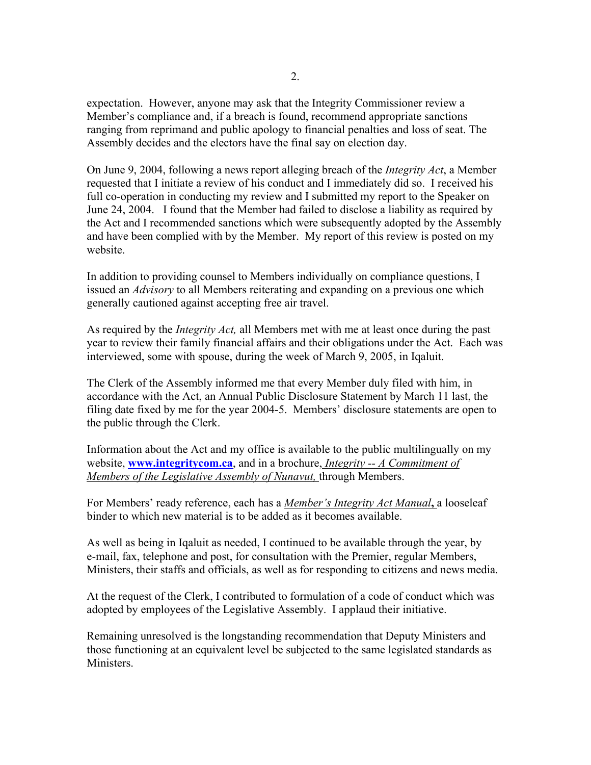expectation. However, anyone may ask that the Integrity Commissioner review a Member's compliance and, if a breach is found, recommend appropriate sanctions ranging from reprimand and public apology to financial penalties and loss of seat. The Assembly decides and the electors have the final say on election day.

On June 9, 2004, following a news report alleging breach of the *Integrity Act*, a Member requested that I initiate a review of his conduct and I immediately did so. I received his full co-operation in conducting my review and I submitted my report to the Speaker on June 24, 2004. I found that the Member had failed to disclose a liability as required by the Act and I recommended sanctions which were subsequently adopted by the Assembly and have been complied with by the Member. My report of this review is posted on my website.

In addition to providing counsel to Members individually on compliance questions, I issued an *Advisory* to all Members reiterating and expanding on a previous one which generally cautioned against accepting free air travel.

As required by the *Integrity Act,* all Members met with me at least once during the past year to review their family financial affairs and their obligations under the Act. Each was interviewed, some with spouse, during the week of March 9, 2005, in Iqaluit.

The Clerk of the Assembly informed me that every Member duly filed with him, in accordance with the Act, an Annual Public Disclosure Statement by March 11 last, the filing date fixed by me for the year 2004-5. Members' disclosure statements are open to the public through the Clerk.

Information about the Act and my office is available to the public multilingually on my website, **www.integritycom.ca**, and in a brochure, *Integrity -- A Commitment of Members of the Legislative Assembly of Nunavut,* through Members.

For Members' ready reference, each has a *Member's Integrity Act Manual***,** a looseleaf binder to which new material is to be added as it becomes available.

As well as being in Iqaluit as needed, I continued to be available through the year, by e-mail, fax, telephone and post, for consultation with the Premier, regular Members, Ministers, their staffs and officials, as well as for responding to citizens and news media.

At the request of the Clerk, I contributed to formulation of a code of conduct which was adopted by employees of the Legislative Assembly. I applaud their initiative.

Remaining unresolved is the longstanding recommendation that Deputy Ministers and those functioning at an equivalent level be subjected to the same legislated standards as Ministers.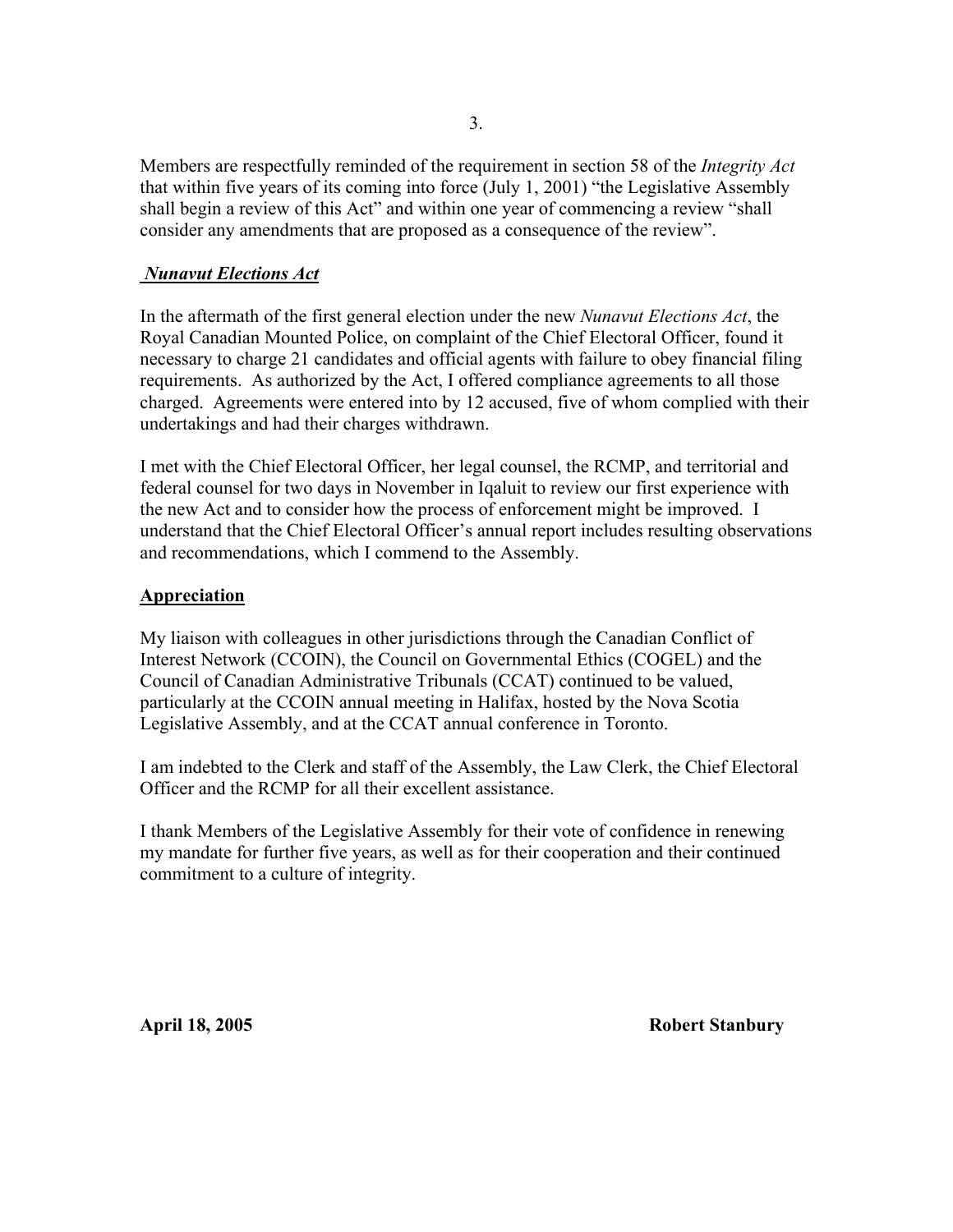Members are respectfully reminded of the requirement in section 58 of the *Integrity Act* that within five years of its coming into force (July 1, 2001) "the Legislative Assembly shall begin a review of this Act" and within one year of commencing a review "shall consider any amendments that are proposed as a consequence of the review".

## *Nunavut Elections Act*

In the aftermath of the first general election under the new *Nunavut Elections Act*, the Royal Canadian Mounted Police, on complaint of the Chief Electoral Officer, found it necessary to charge 21 candidates and official agents with failure to obey financial filing requirements. As authorized by the Act, I offered compliance agreements to all those charged. Agreements were entered into by 12 accused, five of whom complied with their undertakings and had their charges withdrawn.

I met with the Chief Electoral Officer, her legal counsel, the RCMP, and territorial and federal counsel for two days in November in Iqaluit to review our first experience with the new Act and to consider how the process of enforcement might be improved. I understand that the Chief Electoral Officer's annual report includes resulting observations and recommendations, which I commend to the Assembly.

## Appreciation

My liaison with colleagues in other jurisdictions through the Canadian Conflict of Interest Network (CCOIN), the Council on Governmental Ethics (COGEL) and the Council of Canadian Administrative Tribunals (CCAT) continued to be valued, particularly at the CCOIN annual meeting in Halifax, hosted by the Nova Scotia Legislative Assembly, and at the CCAT annual conference in Toronto.

I am indebted to the Clerk and staff of the Assembly, the Law Clerk, the Chief Electoral Officer and the RCMP for all their excellent assistance.

I thank Members of the Legislative Assembly for their vote of confidence in renewing my mandate for further five years, as well as for their cooperation and their continued commitment to a culture of integrity.

**April 18, 2005** **Robert Stanbury**